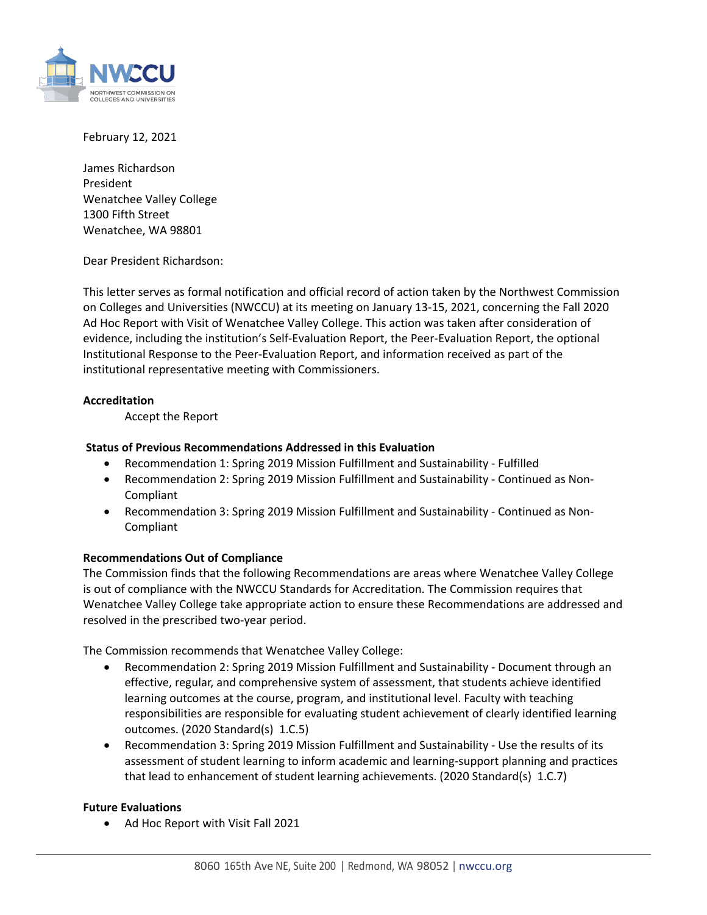February 12, 2021

James Richardson
President
Wenatchee Valley College
1300 Fifth Street
Wenatchee, WA 98801

Dear President Richardson:

This letter serves as formal notification and official record of action taken by the Northwest Commission on Colleges and Universities (NWCCU) at its meeting on January 13-15, 2021, concerning the Fall 2020 Ad Hoc Report with Visit of Wenatchee Valley College. This action was taken after consideration of evidence, including the institution's Self-Evaluation Report, the Peer-Evaluation Report, the optional Institutional Response to the Peer-Evaluation Report, and information received as part of the institutional representative meeting with Commissioners.

**Accreditation**

Accept the Report

**Status of Previous Recommendations Addressed in this Evaluation**

- Recommendation 1: Spring 2019 Mission Fulfillment and Sustainability - Fulfilled
- Recommendation 2: Spring 2019 Mission Fulfillment and Sustainability - Continued as Non-Compliant
- Recommendation 3: Spring 2019 Mission Fulfillment and Sustainability - Continued as Non-Compliant

**Recommendations Out of Compliance**

The Commission finds that the following Recommendations are areas where Wenatchee Valley College is out of compliance with the NWCCU Standards for Accreditation. The Commission requires that Wenatchee Valley College take appropriate action to ensure these Recommendations are addressed and resolved in the prescribed two-year period.

The Commission recommends that Wenatchee Valley College:

- Recommendation 2: Spring 2019 Mission Fulfillment and Sustainability - Document through an effective, regular, and comprehensive system of assessment, that students achieve identified learning outcomes at the course, program, and institutional level. Faculty with teaching responsibilities are responsible for evaluating student achievement of clearly identified learning outcomes. (2020 Standard(s) 1.C.5)
- Recommendation 3: Spring 2019 Mission Fulfillment and Sustainability - Use the results of its assessment of student learning to inform academic and learning-support planning and practices that lead to enhancement of student learning achievements. (2020 Standard(s) 1.C.7)

**Future Evaluations**

- Ad Hoc Report with Visit Fall 2021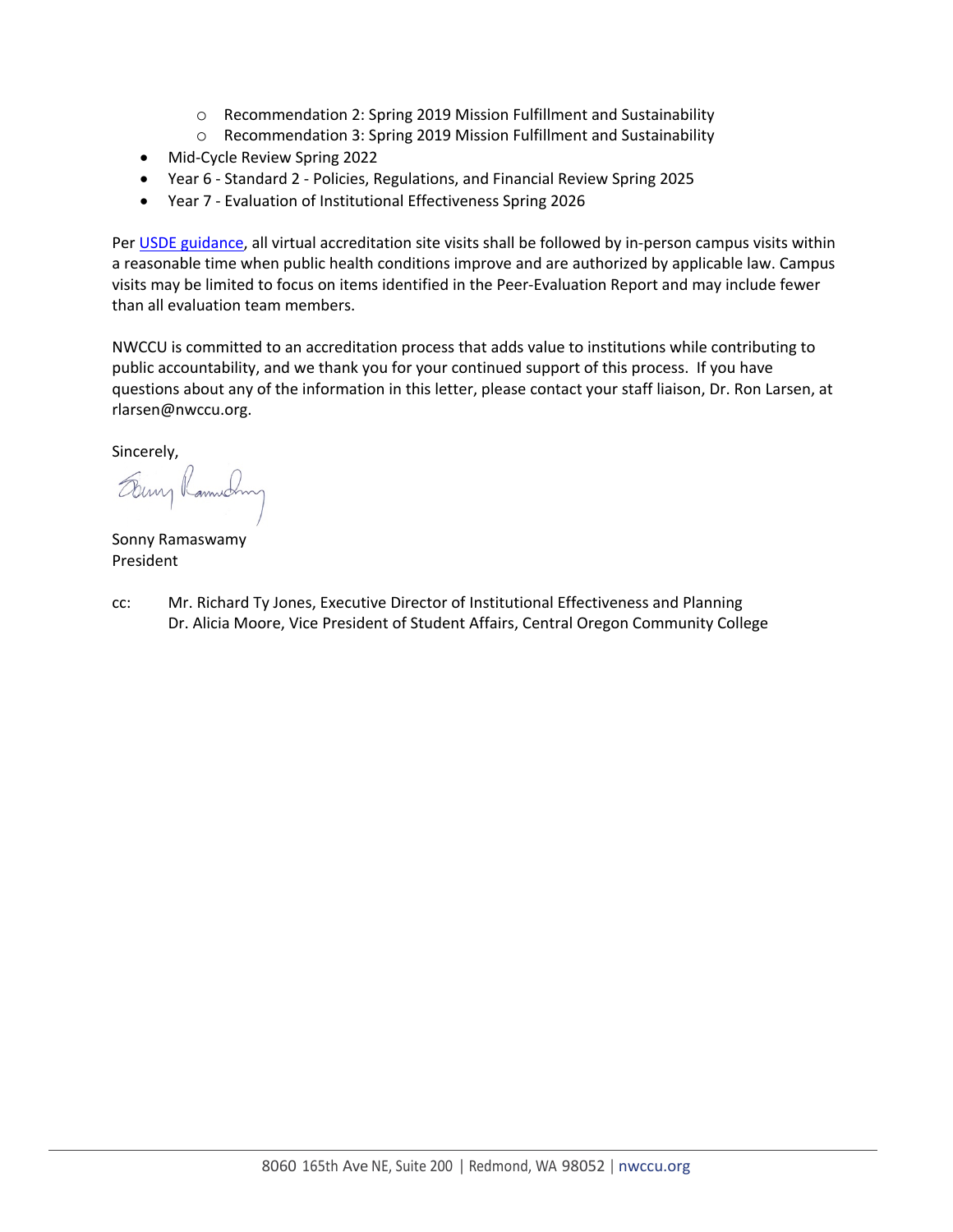- Recommendation 2: Spring 2019 Mission Fulfillment and Sustainability
  - Recommendation 3: Spring 2019 Mission Fulfillment and Sustainability
- Mid-Cycle Review Spring 2022
- Year 6 - Standard 2 - Policies, Regulations, and Financial Review Spring 2025
- Year 7 - Evaluation of Institutional Effectiveness Spring 2026

Per USDE guidance, all virtual accreditation site visits shall be followed by in-person campus visits within a reasonable time when public health conditions improve and are authorized by applicable law. Campus visits may be limited to focus on items identified in the Peer-Evaluation Report and may include fewer than all evaluation team members.

NWCCU is committed to an accreditation process that adds value to institutions while contributing to public accountability, and we thank you for your continued support of this process. If you have questions about any of the information in this letter, please contact your staff liaison, Dr. Ron Larsen, at rlarsen@nwccu.org.

Sincerely,

Sonny Ramaswamy
President

cc: Mr. Richard Ty Jones, Executive Director of Institutional Effectiveness and Planning
Dr. Alicia Moore, Vice President of Student Affairs, Central Oregon Community College